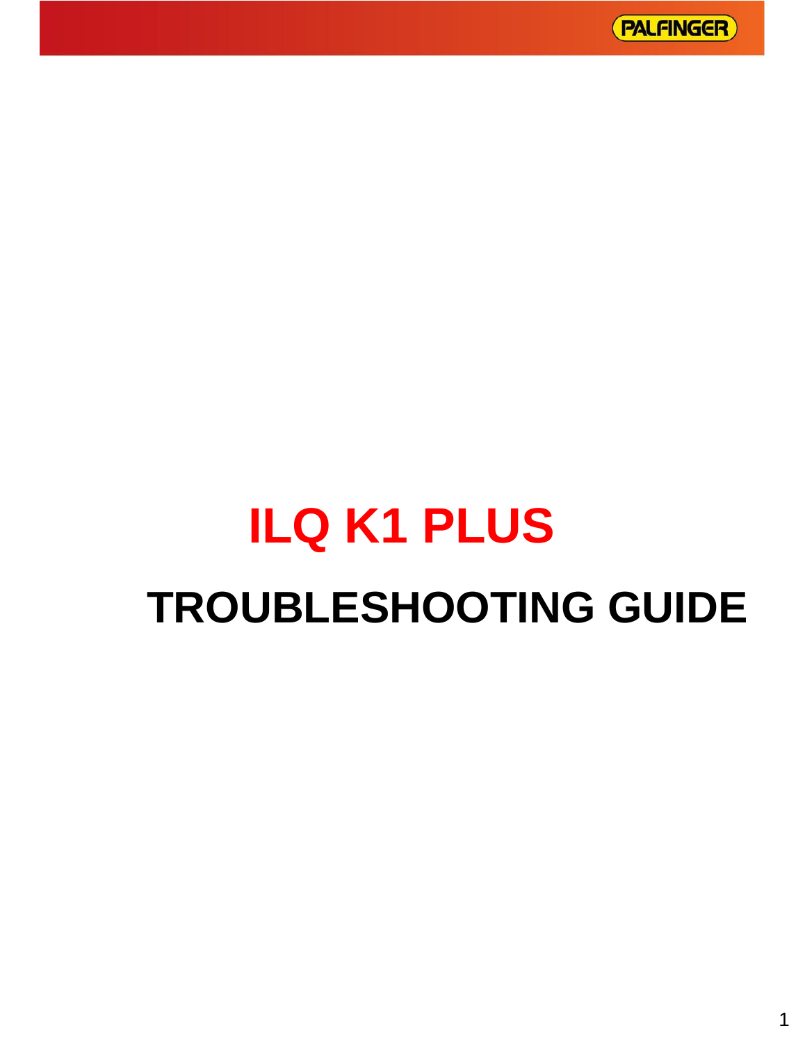PALFINGER

# ILQ K1 PLUS

# TROUBLESHOOTING GUIDE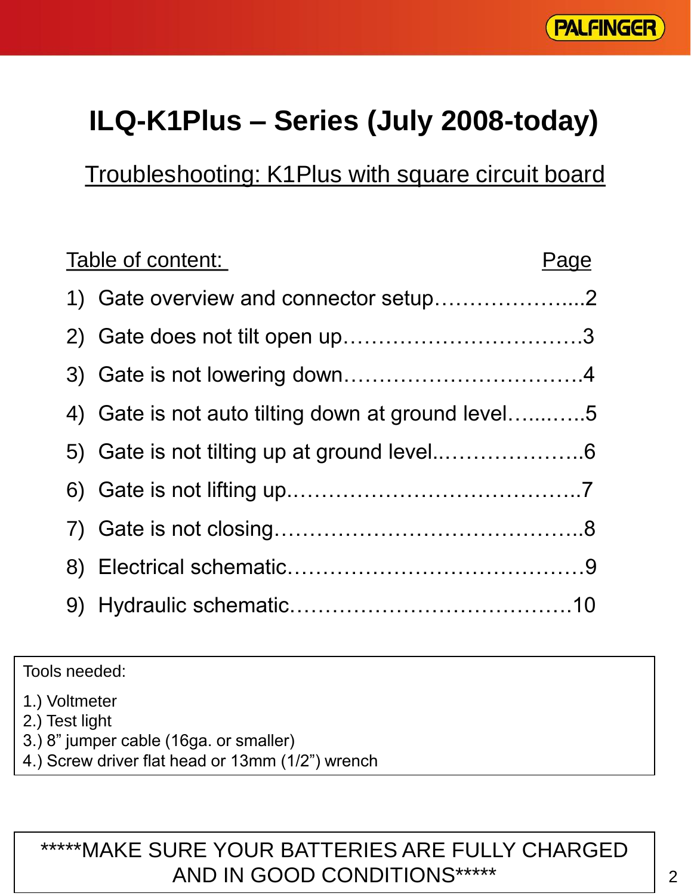# ILQ-K1Plus – Series (July 2008-today)

## Troubleshooting: K1Plus with square circuit board

| Table of content: | Page |
|---|---|
| 1) Gate overview and connector setup | 2 |
| 2) Gate does not tilt open up | 3 |
| 3) Gate is not lowering down | 4 |
| 4) Gate is not auto tilting down at ground level | 5 |
| 5) Gate is not tilting up at ground level | 6 |
| 6) Gate is not lifting up | 7 |
| 7) Gate is not closing | 8 |
| 8) Electrical schematic | 9 |
| 9) Hydraulic schematic | 10 |

Tools needed:

1.) Voltmeter
2.) Test light
3.) 8" jumper cable (16ga. or smaller)
4.) Screw driver flat head or 13mm (1/2") wrench

*****MAKE SURE YOUR BATTERIES ARE FULLY CHARGED AND IN GOOD CONDITIONS*****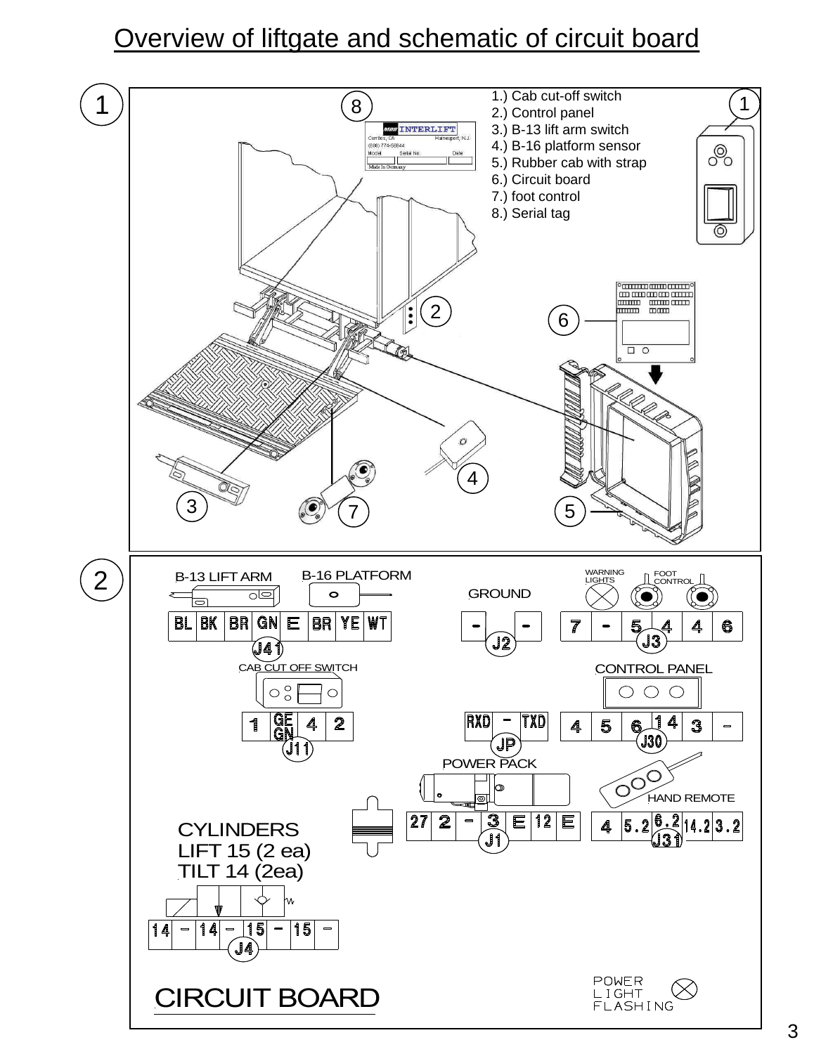# Overview of liftgate and schematic of circuit board

## 1

1.) Cab cut-off switch
2.) Control panel
3.) B-13 lift arm switch
4.) B-16 platform sensor
5.) Rubber cab with strap
6.) Circuit board
7.) foot control
8.) Serial tag

INTERLIFT
Cerritos, CA — Hainesport, N.J.
(888) 774-5844
Model — Serial No. — Date
Made In Germany

## 2

B-13 LIFT ARM — B-16 PLATFORM

| BL | BK | BR | GN | E | BR | YE | WT |
|---|---|---|---|---|---|---|---|

J41

GROUND

| - | | - |
|---|---|---|

J2

WARNING LIGHTS — FOOT CONTROL

| 7 | - | 5 | 4 | 4 | 6 |
|---|---|---|---|---|---|

J3

CAB CUT OFF SWITCH

| 1 | GE GN | 4 | 2 |
|---|---|---|---|

J11

| RXD | - | TXD |
|---|---|---|

JP

CONTROL PANEL

| 4 | 5 | 6 | 14 | 3 | - |
|---|---|---|---|---|---|

J30

POWER PACK

| 27 | 2 | - | 3 | E | 12 | E |
|---|---|---|---|---|---|---|

J1

HAND REMOTE

| 4 | 5.2 | 6.2 | 14.2 | 3.2 |
|---|---|---|---|---|

J31

CYLINDERS
LIFT 15 (2 ea)
TILT 14 (2ea)

| 14 | - | 14 | - | 15 | - | 15 | - |
|---|---|---|---|---|---|---|---|

J4

CIRCUIT BOARD

POWER LIGHT FLASHING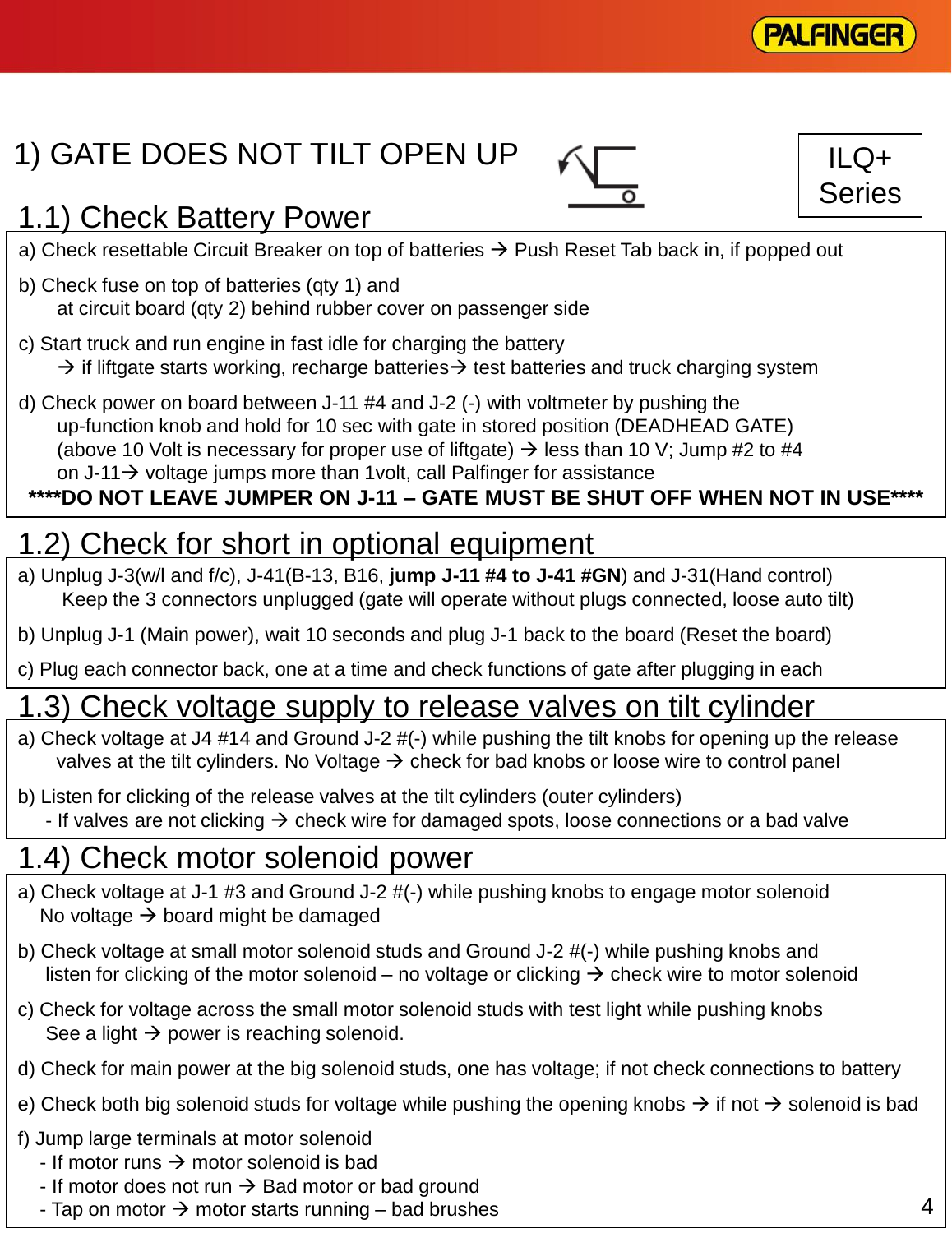PALFINGER

# 1) GATE DOES NOT TILT OPEN UP

ILQ+ Series

## 1.1) Check Battery Power

a) Check resettable Circuit Breaker on top of batteries → Push Reset Tab back in, if popped out

b) Check fuse on top of batteries (qty 1) and
   at circuit board (qty 2) behind rubber cover on passenger side

c) Start truck and run engine in fast idle for charging the battery
   → if liftgate starts working, recharge batteries→ test batteries and truck charging system

d) Check power on board between J-11 #4 and J-2 (-) with voltmeter by pushing the
   up-function knob and hold for 10 sec with gate in stored position (DEADHEAD GATE)
   (above 10 Volt is necessary for proper use of liftgate) → less than 10 V; Jump #2 to #4
   on J-11→ voltage jumps more than 1volt, call Palfinger for assistance

**\*\*\*\*DO NOT LEAVE JUMPER ON J-11 – GATE MUST BE SHUT OFF WHEN NOT IN USE\*\*\*\***

## 1.2) Check for short in optional equipment

a) Unplug J-3(w/l and f/c), J-41(B-13, B16, **jump J-11 #4 to J-41 #GN**) and J-31(Hand control)
   Keep the 3 connectors unplugged (gate will operate without plugs connected, loose auto tilt)

b) Unplug J-1 (Main power), wait 10 seconds and plug J-1 back to the board (Reset the board)

c) Plug each connector back, one at a time and check functions of gate after plugging in each

## 1.3) Check voltage supply to release valves on tilt cylinder

a) Check voltage at J4 #14 and Ground J-2 #(-) while pushing the tilt knobs for opening up the release
   valves at the tilt cylinders. No Voltage → check for bad knobs or loose wire to control panel

b) Listen for clicking of the release valves at the tilt cylinders (outer cylinders)
   - If valves are not clicking → check wire for damaged spots, loose connections or a bad valve

## 1.4) Check motor solenoid power

a) Check voltage at J-1 #3 and Ground J-2 #(-) while pushing knobs to engage motor solenoid
   No voltage → board might be damaged

b) Check voltage at small motor solenoid studs and Ground J-2 #(-) while pushing knobs and
   listen for clicking of the motor solenoid – no voltage or clicking → check wire to motor solenoid

c) Check for voltage across the small motor solenoid studs with test light while pushing knobs
   See a light → power is reaching solenoid.

d) Check for main power at the big solenoid studs, one has voltage; if not check connections to battery

e) Check both big solenoid studs for voltage while pushing the opening knobs → if not → solenoid is bad

f) Jump large terminals at motor solenoid
   - If motor runs → motor solenoid is bad
   - If motor does not run → Bad motor or bad ground
   - Tap on motor → motor starts running – bad brushes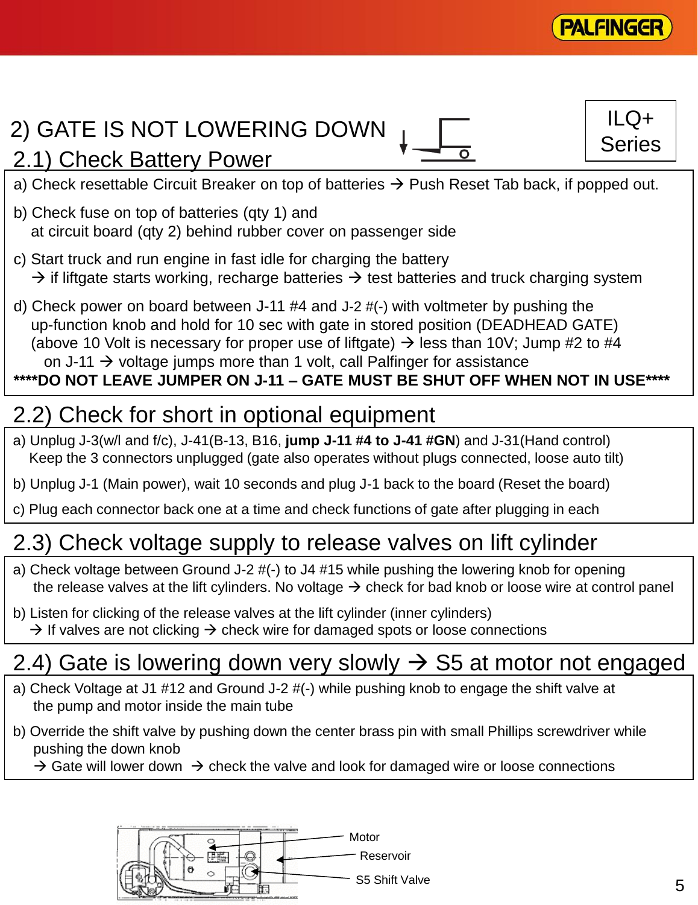ILQ+ Series

# 2) GATE IS NOT LOWERING DOWN

## 2.1) Check Battery Power

a) Check resettable Circuit Breaker on top of batteries → Push Reset Tab back, if popped out.

b) Check fuse on top of batteries (qty 1) and
at circuit board (qty 2) behind rubber cover on passenger side

c) Start truck and run engine in fast idle for charging the battery
→ if liftgate starts working, recharge batteries → test batteries and truck charging system

d) Check power on board between J-11 #4 and J-2 #(-) with voltmeter by pushing the up-function knob and hold for 10 sec with gate in stored position (DEADHEAD GATE) (above 10 Volt is necessary for proper use of liftgate) → less than 10V; Jump #2 to #4 on J-11 → voltage jumps more than 1 volt, call Palfinger for assistance

****DO NOT LEAVE JUMPER ON J-11 – GATE MUST BE SHUT OFF WHEN NOT IN USE****

## 2.2) Check for short in optional equipment

a) Unplug J-3(w/l and f/c), J-41(B-13, B16, **jump J-11 #4 to J-41 #GN**) and J-31(Hand control)
Keep the 3 connectors unplugged (gate also operates without plugs connected, loose auto tilt)

b) Unplug J-1 (Main power), wait 10 seconds and plug J-1 back to the board (Reset the board)

c) Plug each connector back one at a time and check functions of gate after plugging in each

## 2.3) Check voltage supply to release valves on lift cylinder

a) Check voltage between Ground J-2 #(-) to J4 #15 while pushing the lowering knob for opening the release valves at the lift cylinders. No voltage → check for bad knob or loose wire at control panel

b) Listen for clicking of the release valves at the lift cylinder (inner cylinders)
→ If valves are not clicking → check wire for damaged spots or loose connections

## 2.4) Gate is lowering down very slowly → S5 at motor not engaged

a) Check Voltage at J1 #12 and Ground J-2 #(-) while pushing knob to engage the shift valve at the pump and motor inside the main tube

b) Override the shift valve by pushing down the center brass pin with small Phillips screwdriver while pushing the down knob
→ Gate will lower down → check the valve and look for damaged wire or loose connections

Motor
Reservoir
S5 Shift Valve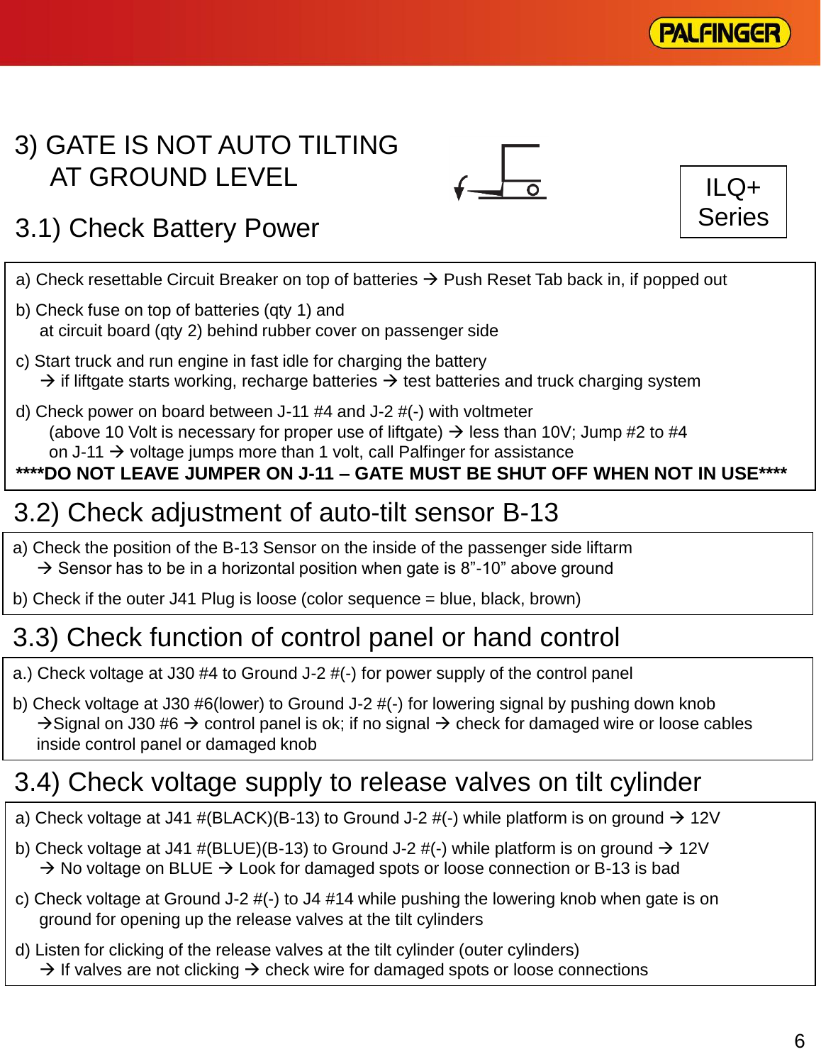# 3) GATE IS NOT AUTO TILTING AT GROUND LEVEL

ILQ+ Series

## 3.1) Check Battery Power

a) Check resettable Circuit Breaker on top of batteries → Push Reset Tab back in, if popped out

b) Check fuse on top of batteries (qty 1) and
at circuit board (qty 2) behind rubber cover on passenger side

c) Start truck and run engine in fast idle for charging the battery
→ if liftgate starts working, recharge batteries → test batteries and truck charging system

d) Check power on board between J-11 #4 and J-2 #(-) with voltmeter
(above 10 Volt is necessary for proper use of liftgate) → less than 10V; Jump #2 to #4
on J-11 → voltage jumps more than 1 volt, call Palfinger for assistance

**\*\*\*\*DO NOT LEAVE JUMPER ON J-11 – GATE MUST BE SHUT OFF WHEN NOT IN USE\*\*\*\***

## 3.2) Check adjustment of auto-tilt sensor B-13

a) Check the position of the B-13 Sensor on the inside of the passenger side liftarm
→ Sensor has to be in a horizontal position when gate is 8”-10” above ground

b) Check if the outer J41 Plug is loose (color sequence = blue, black, brown)

## 3.3) Check function of control panel or hand control

a.) Check voltage at J30 #4 to Ground J-2 #(-) for power supply of the control panel

b) Check voltage at J30 #6(lower) to Ground J-2 #(-) for lowering signal by pushing down knob
→Signal on J30 #6 → control panel is ok; if no signal → check for damaged wire or loose cables inside control panel or damaged knob

## 3.4) Check voltage supply to release valves on tilt cylinder

a) Check voltage at J41 #(BLACK)(B-13) to Ground J-2 #(-) while platform is on ground → 12V

b) Check voltage at J41 #(BLUE)(B-13) to Ground J-2 #(-) while platform is on ground → 12V
→ No voltage on BLUE → Look for damaged spots or loose connection or B-13 is bad

c) Check voltage at Ground J-2 #(-) to J4 #14 while pushing the lowering knob when gate is on ground for opening up the release valves at the tilt cylinders

d) Listen for clicking of the release valves at the tilt cylinder (outer cylinders)
→ If valves are not clicking → check wire for damaged spots or loose connections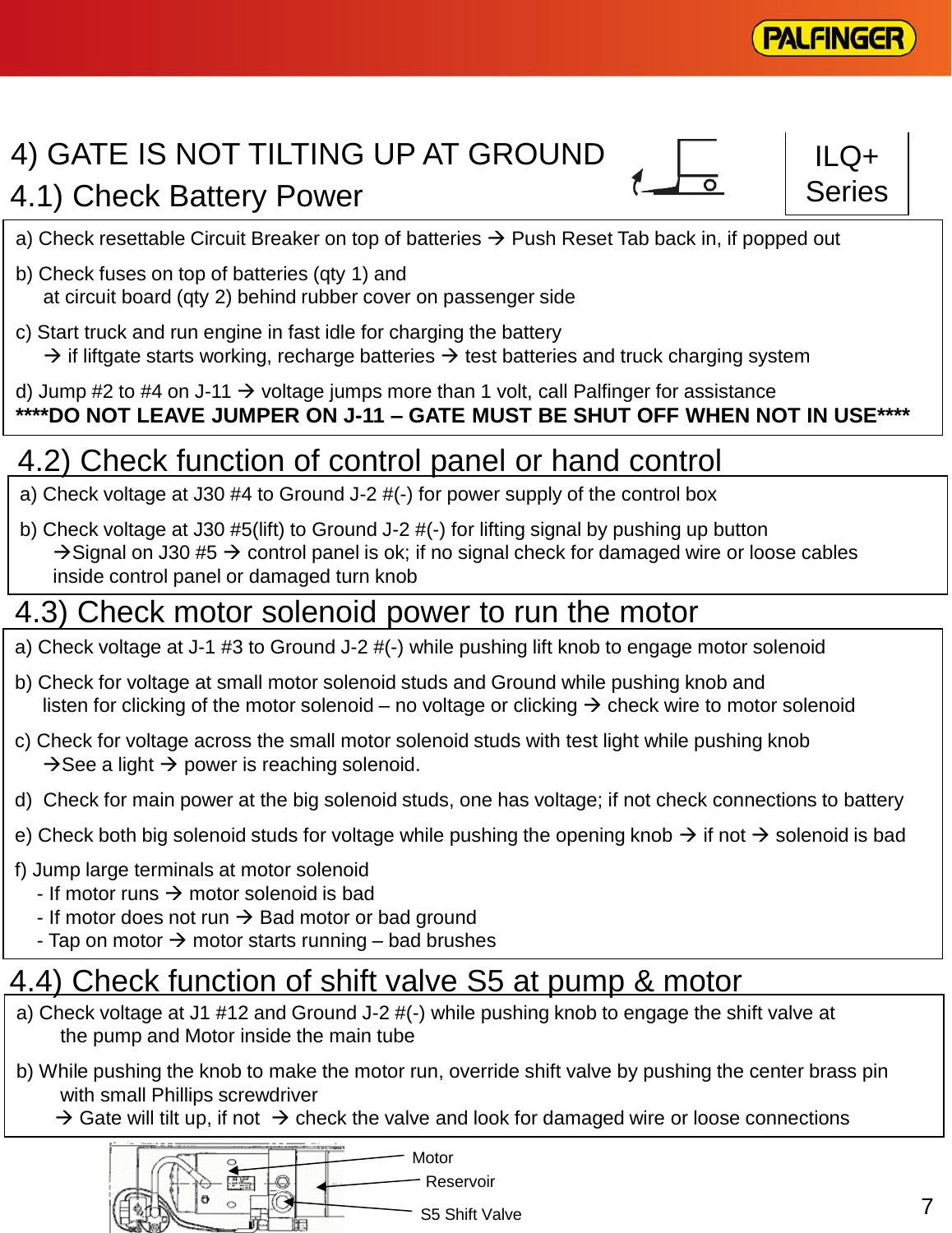# 4) GATE IS NOT TILTING UP AT GROUND

ILQ+ Series

## 4.1) Check Battery Power

a) Check resettable Circuit Breaker on top of batteries → Push Reset Tab back in, if popped out

b) Check fuses on top of batteries (qty 1) and
at circuit board (qty 2) behind rubber cover on passenger side

c) Start truck and run engine in fast idle for charging the battery
→ if liftgate starts working, recharge batteries → test batteries and truck charging system

d) Jump #2 to #4 on J-11 → voltage jumps more than 1 volt, call Palfinger for assistance

**\*\*\*\*DO NOT LEAVE JUMPER ON J-11 – GATE MUST BE SHUT OFF WHEN NOT IN USE\*\*\*\***

## 4.2) Check function of control panel or hand control

a) Check voltage at J30 #4 to Ground J-2 #(-) for power supply of the control box

b) Check voltage at J30 #5(lift) to Ground J-2 #(-) for lifting signal by pushing up button
→Signal on J30 #5 → control panel is ok; if no signal check for damaged wire or loose cables inside control panel or damaged turn knob

## 4.3) Check motor solenoid power to run the motor

a) Check voltage at J-1 #3 to Ground J-2 #(-) while pushing lift knob to engage motor solenoid

b) Check for voltage at small motor solenoid studs and Ground while pushing knob and
listen for clicking of the motor solenoid – no voltage or clicking → check wire to motor solenoid

c) Check for voltage across the small motor solenoid studs with test light while pushing knob
→See a light → power is reaching solenoid.

d) Check for main power at the big solenoid studs, one has voltage; if not check connections to battery

e) Check both big solenoid studs for voltage while pushing the opening knob → if not → solenoid is bad

f) Jump large terminals at motor solenoid
- If motor runs → motor solenoid is bad
- If motor does not run → Bad motor or bad ground
- Tap on motor → motor starts running – bad brushes

## 4.4) Check function of shift valve S5 at pump & motor

a) Check voltage at J1 #12 and Ground J-2 #(-) while pushing knob to engage the shift valve at
the pump and Motor inside the main tube

b) While pushing the knob to make the motor run, override shift valve by pushing the center brass pin
with small Phillips screwdriver
→ Gate will tilt up, if not → check the valve and look for damaged wire or loose connections

Motor
Reservoir
S5 Shift Valve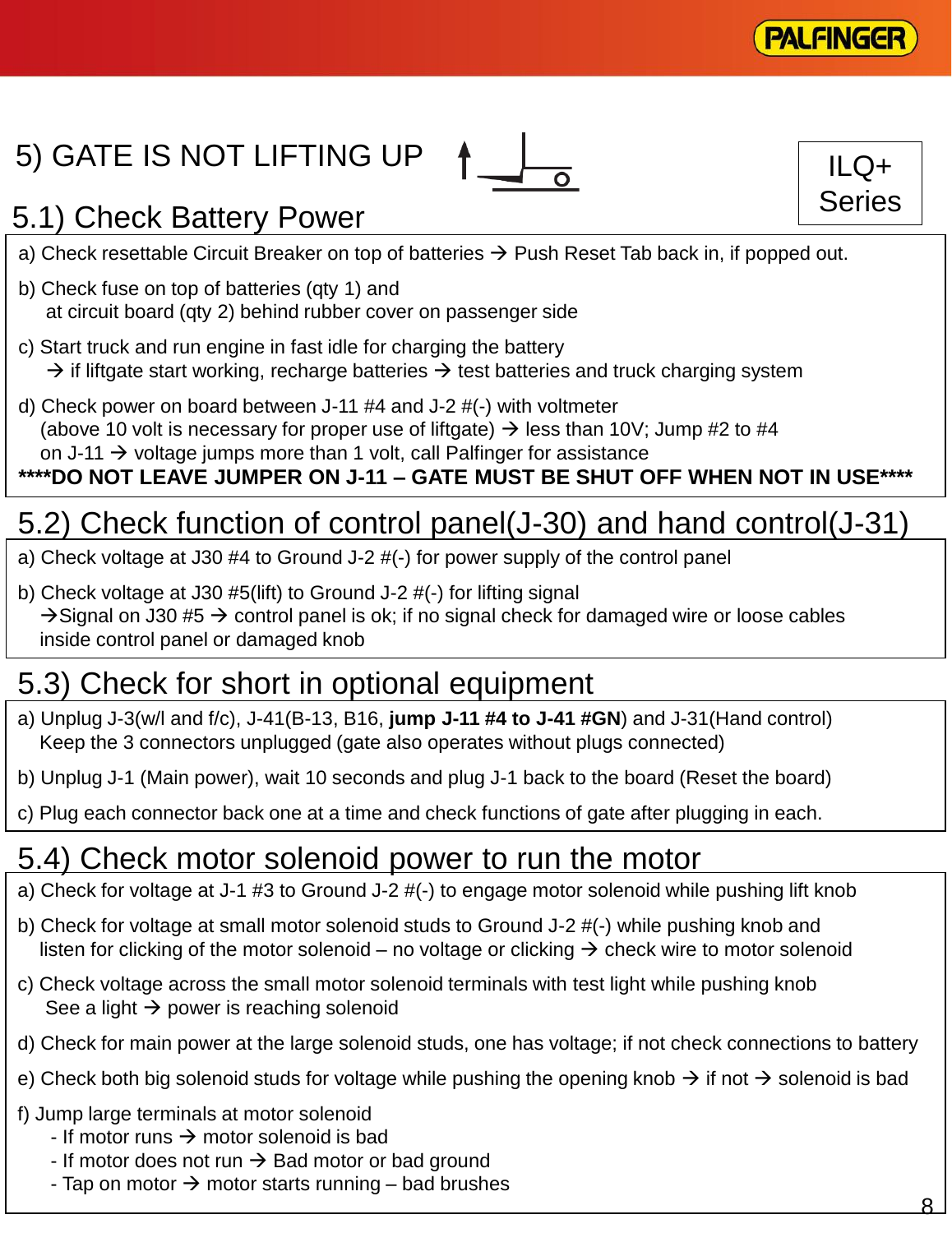# 5) GATE IS NOT LIFTING UP

ILQ+ Series

## 5.1) Check Battery Power

a) Check resettable Circuit Breaker on top of batteries → Push Reset Tab back in, if popped out.

b) Check fuse on top of batteries (qty 1) and
at circuit board (qty 2) behind rubber cover on passenger side

c) Start truck and run engine in fast idle for charging the battery
→ if liftgate start working, recharge batteries → test batteries and truck charging system

d) Check power on board between J-11 #4 and J-2 #(-) with voltmeter
(above 10 volt is necessary for proper use of liftgate) → less than 10V; Jump #2 to #4
on J-11 → voltage jumps more than 1 volt, call Palfinger for assistance

**\*\*\*\*DO NOT LEAVE JUMPER ON J-11 – GATE MUST BE SHUT OFF WHEN NOT IN USE\*\*\*\***

## 5.2) Check function of control panel(J-30) and hand control(J-31)

a) Check voltage at J30 #4 to Ground J-2 #(-) for power supply of the control panel

b) Check voltage at J30 #5(lift) to Ground J-2 #(-) for lifting signal
→Signal on J30 #5 → control panel is ok; if no signal check for damaged wire or loose cables inside control panel or damaged knob

## 5.3) Check for short in optional equipment

a) Unplug J-3(w/l and f/c), J-41(B-13, B16, **jump J-11 #4 to J-41 #GN**) and J-31(Hand control)
Keep the 3 connectors unplugged (gate also operates without plugs connected)

b) Unplug J-1 (Main power), wait 10 seconds and plug J-1 back to the board (Reset the board)

c) Plug each connector back one at a time and check functions of gate after plugging in each.

## 5.4) Check motor solenoid power to run the motor

a) Check for voltage at J-1 #3 to Ground J-2 #(-) to engage motor solenoid while pushing lift knob

b) Check for voltage at small motor solenoid studs to Ground J-2 #(-) while pushing knob and
listen for clicking of the motor solenoid – no voltage or clicking → check wire to motor solenoid

c) Check voltage across the small motor solenoid terminals with test light while pushing knob
See a light → power is reaching solenoid

d) Check for main power at the large solenoid studs, one has voltage; if not check connections to battery

e) Check both big solenoid studs for voltage while pushing the opening knob → if not → solenoid is bad

f) Jump large terminals at motor solenoid
- If motor runs → motor solenoid is bad
- If motor does not run → Bad motor or bad ground
- Tap on motor → motor starts running – bad brushes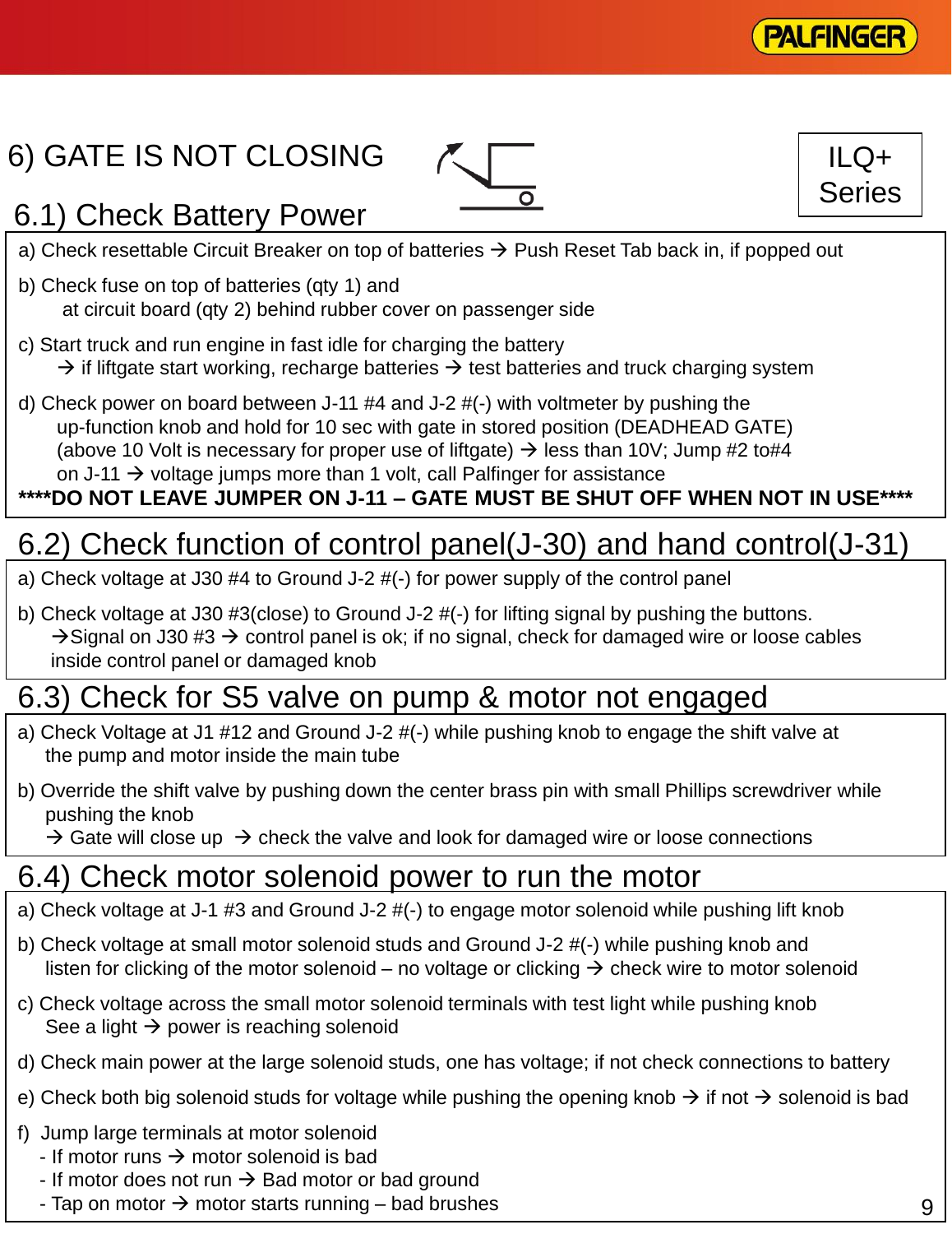PALFINGER

# 6) GATE IS NOT CLOSING

ILQ+ Series

## 6.1) Check Battery Power

a) Check resettable Circuit Breaker on top of batteries → Push Reset Tab back in, if popped out

b) Check fuse on top of batteries (qty 1) and
at circuit board (qty 2) behind rubber cover on passenger side

c) Start truck and run engine in fast idle for charging the battery
→ if liftgate start working, recharge batteries → test batteries and truck charging system

d) Check power on board between J-11 #4 and J-2 #(-) with voltmeter by pushing the
up-function knob and hold for 10 sec with gate in stored position (DEADHEAD GATE)
(above 10 Volt is necessary for proper use of liftgate) → less than 10V; Jump #2 to#4
on J-11 → voltage jumps more than 1 volt, call Palfinger for assistance

**\*\*\*\*DO NOT LEAVE JUMPER ON J-11 – GATE MUST BE SHUT OFF WHEN NOT IN USE\*\*\*\***

## 6.2) Check function of control panel(J-30) and hand control(J-31)

a) Check voltage at J30 #4 to Ground J-2 #(-) for power supply of the control panel

b) Check voltage at J30 #3(close) to Ground J-2 #(-) for lifting signal by pushing the buttons.
→Signal on J30 #3 → control panel is ok; if no signal, check for damaged wire or loose cables
inside control panel or damaged knob

## 6.3) Check for S5 valve on pump & motor not engaged

a) Check Voltage at J1 #12 and Ground J-2 #(-) while pushing knob to engage the shift valve at
the pump and motor inside the main tube

b) Override the shift valve by pushing down the center brass pin with small Phillips screwdriver while
pushing the knob
→ Gate will close up → check the valve and look for damaged wire or loose connections

## 6.4) Check motor solenoid power to run the motor

a) Check voltage at J-1 #3 and Ground J-2 #(-) to engage motor solenoid while pushing lift knob

b) Check voltage at small motor solenoid studs and Ground J-2 #(-) while pushing knob and
listen for clicking of the motor solenoid – no voltage or clicking → check wire to motor solenoid

c) Check voltage across the small motor solenoid terminals with test light while pushing knob
See a light → power is reaching solenoid

d) Check main power at the large solenoid studs, one has voltage; if not check connections to battery

e) Check both big solenoid studs for voltage while pushing the opening knob → if not → solenoid is bad

f) Jump large terminals at motor solenoid
- If motor runs → motor solenoid is bad
- If motor does not run → Bad motor or bad ground
- Tap on motor → motor starts running – bad brushes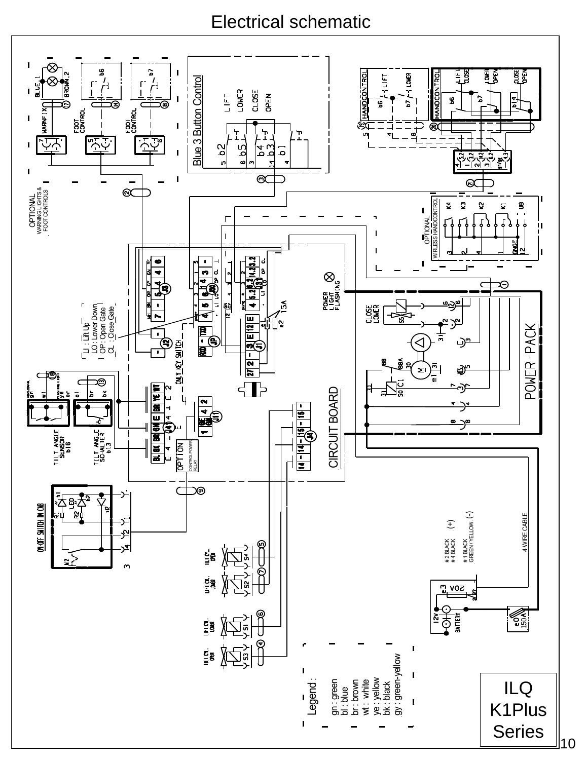# Electrical schematic

OPTIONAL
WARNING LIGHTS &
FOOT CONTROLS

Blue 3 Button Control

OPTIONAL
WIRELESS HANDCONTROL

LI : Lift Up
LO : Lower Down
OP : Open Gate
CL : Close Gate

ONLY KEY SWITCH

OPTION
CONTROL POWER RELAY

CIRCUIT BOARD

POWER-PACK

POWER LIGHT FLASHING

CLOSE LOWER

TILT ANGLE SENSOR b16

TILT ANGLE SCHALTER b13

ON-OFF SWITCH IN CAB

# 2 BLACK (+)
# 4 BLACK

# 1 BLACK
GREEN / YELLOW (-)

4 WIRE CABLE

12V BATTERY

20A

150A

Legend :

- gn : green
- bl : blue
- br : brown
- wt : white
- ye : yellow
- bk : black
- gy : green-yellow

ILQ
K1Plus
Series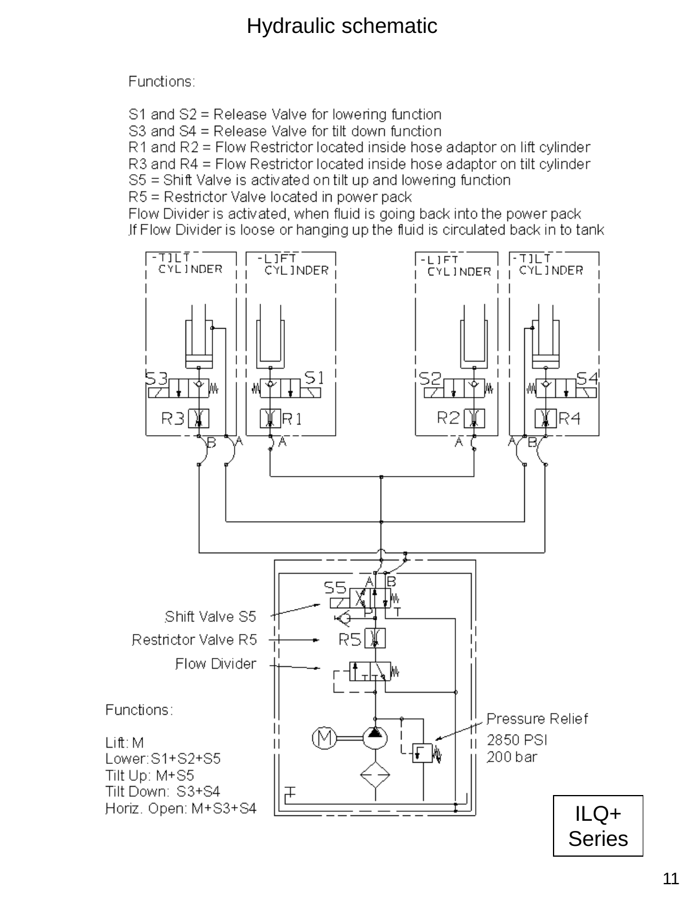# Hydraulic schematic

Functions:

S1 and S2 = Release Valve for lowering function
S3 and S4 = Release Valve for tilt down function
R1 and R2 = Flow Restrictor located inside hose adaptor on lift cylinder
R3 and R4 = Flow Restrictor located inside hose adaptor on tilt cylinder
S5 = Shift Valve is activated on tilt up and lowering function
R5 = Restrictor Valve located in power pack
Flow Divider is activated, when fluid is going back into the power pack
If Flow Divider is loose or hanging up the fluid is circulated back in to tank

TILT CYLINDER
LIFT CYLINDER
LIFT CYLINDER
TILT CYLINDER
S3
S1
S2
S4
R3
R1
R2
R4
B
A
A
A
A
B

S5
A
B
P
T
R5

Shift Valve S5
Restrictor Valve R5
Flow Divider

Pressure Relief
2850 PSI
200 bar

M

Functions:

Lift: M
Lower: S1+S2+S5
Tilt Up: M+S5
Tilt Down: S3+S4
Horiz. Open: M+S3+S4

ILQ+ Series